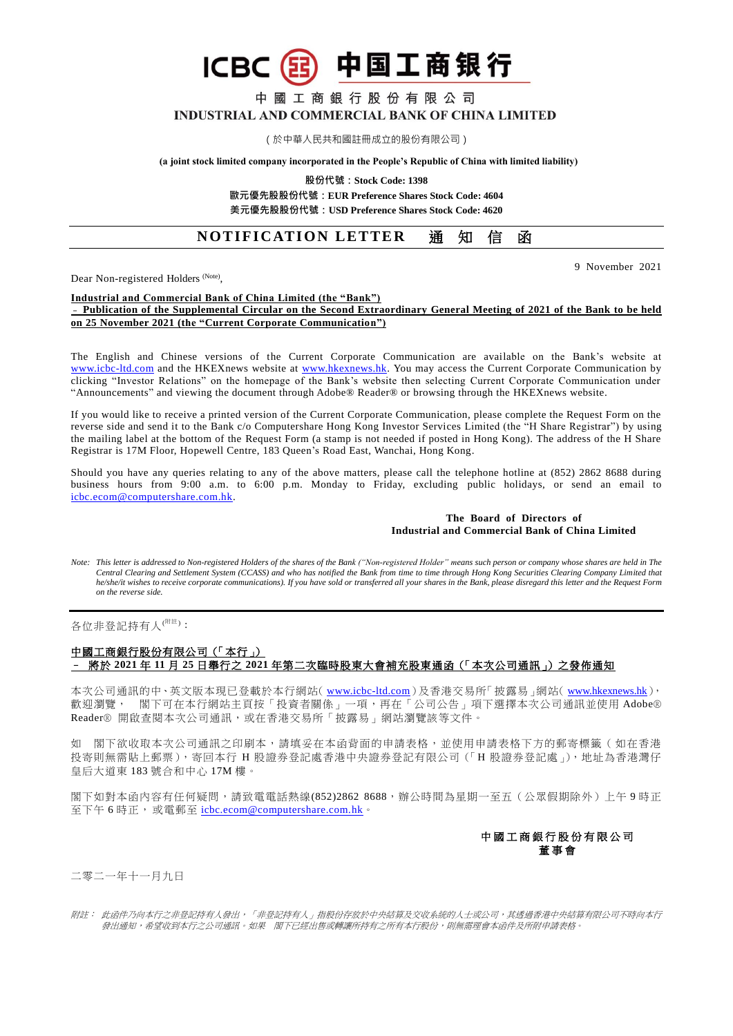# ICBC 中国工商银行

## 中 國 工 商 銀 行 股 份 有 限 公 司
## INDUSTRIAL AND COMMERCIAL BANK OF CHINA LIMITED

（於中華人民共和國註冊成立的股份有限公司）

**(a joint stock limited company incorporated in the People's Republic of China with limited liability)**

**股份代號：Stock Code: 1398**
**歐元優先股股份代號：EUR Preference Shares Stock Code: 4604**
**美元優先股股份代號：USD Preference Shares Stock Code: 4620**

## NOTIFICATION LETTER 通 知 信 函

9 November 2021

Dear Non-registered Holders [(Note)],

**Industrial and Commercial Bank of China Limited (the "Bank")**
**– Publication of the Supplemental Circular on the Second Extraordinary General Meeting of 2021 of the Bank to be held on 25 November 2021 (the "Current Corporate Communication")**

The English and Chinese versions of the Current Corporate Communication are available on the Bank's website at www.icbc-ltd.com and the HKEXnews website at www.hkexnews.hk. You may access the Current Corporate Communication by clicking "Investor Relations" on the homepage of the Bank's website then selecting Current Corporate Communication under "Announcements" and viewing the document through Adobe® Reader® or browsing through the HKEXnews website.

If you would like to receive a printed version of the Current Corporate Communication, please complete the Request Form on the reverse side and send it to the Bank c/o Computershare Hong Kong Investor Services Limited (the "H Share Registrar") by using the mailing label at the bottom of the Request Form (a stamp is not needed if posted in Hong Kong). The address of the H Share Registrar is 17M Floor, Hopewell Centre, 183 Queen's Road East, Wanchai, Hong Kong.

Should you have any queries relating to any of the above matters, please call the telephone hotline at (852) 2862 8688 during business hours from 9:00 a.m. to 6:00 p.m. Monday to Friday, excluding public holidays, or send an email to icbc.ecom@computershare.com.hk.

**The Board of Directors of**
**Industrial and Commercial Bank of China Limited**

*Note: This letter is addressed to Non-registered Holders of the shares of the Bank ("Non-registered Holder" means such person or company whose shares are held in The Central Clearing and Settlement System (CCASS) and who has notified the Bank from time to time through Hong Kong Securities Clearing Company Limited that he/she/it wishes to receive corporate communications). If you have sold or transferred all your shares in the Bank, please disregard this letter and the Request Form on the reverse side.*

---

各位非登記持有人[(附註)]：

**中國工商銀行股份有限公司（「本行」）**
**– 將於 2021 年 11 月 25 日舉行之 2021 年第二次臨時股東大會補充股東通函（「本次公司通訊」）之發佈通知**

本次公司通訊的中、英文版本現已登載於本行網站（www.icbc-ltd.com）及香港交易所「披露易」網站（www.hkexnews.hk），歡迎瀏覽。 閣下可在本行網站主頁按「投資者關係」一項，再在「公司公告」項下選擇本次公司通訊並使用 Adobe® Reader® 開啟查閱本次公司通訊，或在香港交易所「披露易」網站瀏覽該等文件。

如 閣下欲收取本次公司通訊之印刷本，請填妥在本函背面的申請表格，並使用申請表格下方的郵寄標籤（如在香港投寄則無需貼上郵票），寄回本行 H 股證券登記處香港中央證券登記有限公司（「H 股證券登記處」），地址為香港灣仔皇后大道東 183 號合和中心 17M 樓。

閣下如對本函內容有任何疑問，請致電電話熱線(852)2862 8688，辦公時間為星期一至五（公眾假期除外）上午 9 時正至下午 6 時正，或電郵至 icbc.ecom@computershare.com.hk。

**中國工商銀行股份有限公司**
**董事會**

二零二一年十一月九日

*附註：此函件乃向本行之非登記持有人發出，「非登記持有人」指股份存放於中央結算及交收系統的人士或公司，其透過香港中央結算有限公司不時向本行發出通知，希望收到本行之公司通訊。如果 閣下已經出售或轉讓所持有之所有本行股份，則無需理會本函件及所附申請表格。*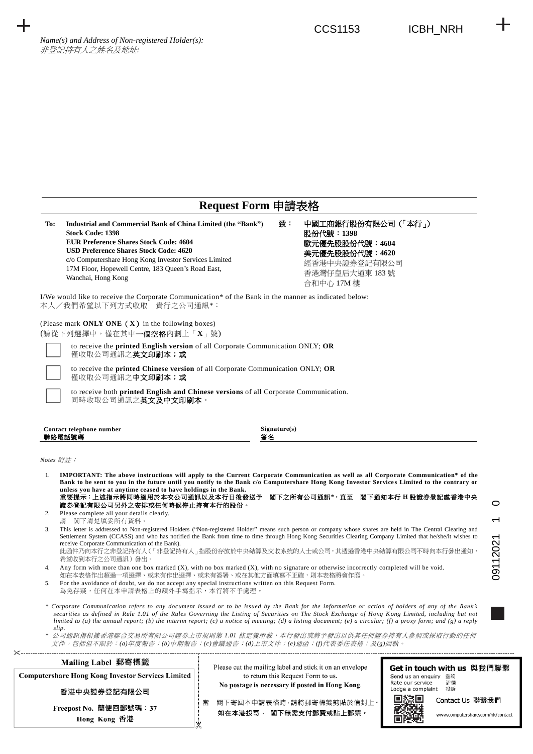*Name(s) and Address of Non-registered Holder(s):*
*非登記持有人之姓名及地址:*

# Request Form 申請表格

**To: Industrial and Commercial Bank of China Limited (the "Bank")**
**Stock Code: 1398**
**EUR Preference Shares Stock Code: 4604**
**USD Preference Shares Stock Code: 4620**
c/o Computershare Hong Kong Investor Services Limited
17M Floor, Hopewell Centre, 183 Queen's Road East,
Wanchai, Hong Kong

**致： 中國工商銀行股份有限公司（「本行」）**
**股份代號：1398**
**歐元優先股股份代號：4604**
**美元優先股股份代號：4620**
經香港中央證券登記有限公司
香港灣仔皇后大道東183號
合和中心17M樓

I/We would like to receive the Corporate Communication* of the Bank in the manner as indicated below:
本人／我們希望以下列方式收取 貴行之公司通訊*：

(Please mark **ONLY ONE** (**X**) in the following boxes)
(請從下列選擇中，僅在其中**一個空格**內劃上「**X**」號)

☐ to receive the **printed English version** of all Corporate Communication ONLY; **OR**
僅收取公司通訊之**英文印刷本；或**

☐ to receive the **printed Chinese version** of all Corporate Communication ONLY; **OR**
僅收取公司通訊之**中文印刷本；或**

☐ to receive both **printed English and Chinese versions** of all Corporate Communication.
同時收取公司通訊之**英文及中文印刷本**。

**Contact telephone number**
**聯絡電話號碼**

**Signature(s)**
**簽名**

*Notes 附註：*

1. **IMPORTANT: The above instructions will apply to the Current Corporate Communication as well as all Corporate Communication* of the Bank to be sent to you in the future until you notify to the Bank c/o Computershare Hong Kong Investor Services Limited to the contrary or unless you have at anytime ceased to have holdings in the Bank.**
**重要提示：上述指示將同時適用於本次公司通訊以及本行日後發送予 閣下之所有公司通訊*，直至 閣下通知本行H股證券登記處香港中央證券登記有限公司另外之安排或任何時候停止持有本行的股份。**
2. Please complete all your details clearly.
請 閣下清楚填妥所有資料。
3. This letter is addressed to Non-registered Holders ("Non-registered Holder" means such person or company whose shares are held in The Central Clearing and Settlement System (CCASS) and who has notified the Bank from time to time through Hong Kong Securities Clearing Company Limited that he/she/it wishes to receive Corporate Communication of the Bank).
此函件乃向本行之非登記持有人（「非登記持有人」指股份存放於中央結算及交收系統的人士或公司，其透過香港中央結算有限公司不時向本行發出通知，希望收到本行之公司通訊）發出。
4. Any form with more than one box marked (X), with no box marked (X), with no signature or otherwise incorrectly completed will be void.
如在本表格作出超過一項選擇、或未有作出選擇、或未有簽署、或在其他方面填寫不正確，則本表格將會作廢。
5. For the avoidance of doubt, we do not accept any special instructions written on this Request Form.
為免存疑，任何在本申請表格上的額外手寫指示，本行將不予處理。

\* *Corporate Communication refers to any document issued or to be issued by the Bank for the information or action of holders of any of the Bank's securities as defined in Rule 1.01 of the Rules Governing the Listing of Securities on The Stock Exchange of Hong Kong Limited, including but not limited to (a) the annual report; (b) the interim report; (c) a notice of meeting; (d) a listing document; (e) a circular; (f) a proxy form; and (g) a reply slip.*
\* *公司通訊指根據香港聯合交易所有限公司證券上市規則第1.01條定義所載，本行發出或將予發出以供其任何證券持有人參照或採取行動的任何文件，包括但不限於：(a)年度報告；(b)中期報告；(c)會議通告；(d)上市文件；(e)通函；(f)代表委任表格；及(g)回執。*

**Mailing Label 郵寄標籤**

**Computershare Hong Kong Investor Services Limited**
**香港中央證券登記有限公司**
**Freepost No. 簡便回郵號碼：37**
**Hong Kong 香港**

Please cut the mailing label and stick it on an envelope to return this Request Form to us.
**No postage is necessary if posted in Hong Kong.**
當 閣下寄回本申請表格時，請將郵寄標籤剪貼於信封上。
**如在本港投寄， 閣下無需支付郵費或貼上郵票。**

**Get in touch with us 與我們聯繫**
Send us an enquiry 查詢
Rate our service 評價
Lodge a complaint 投訴
Contact Us 聯繫我們
www.computershare.com/hk/contact